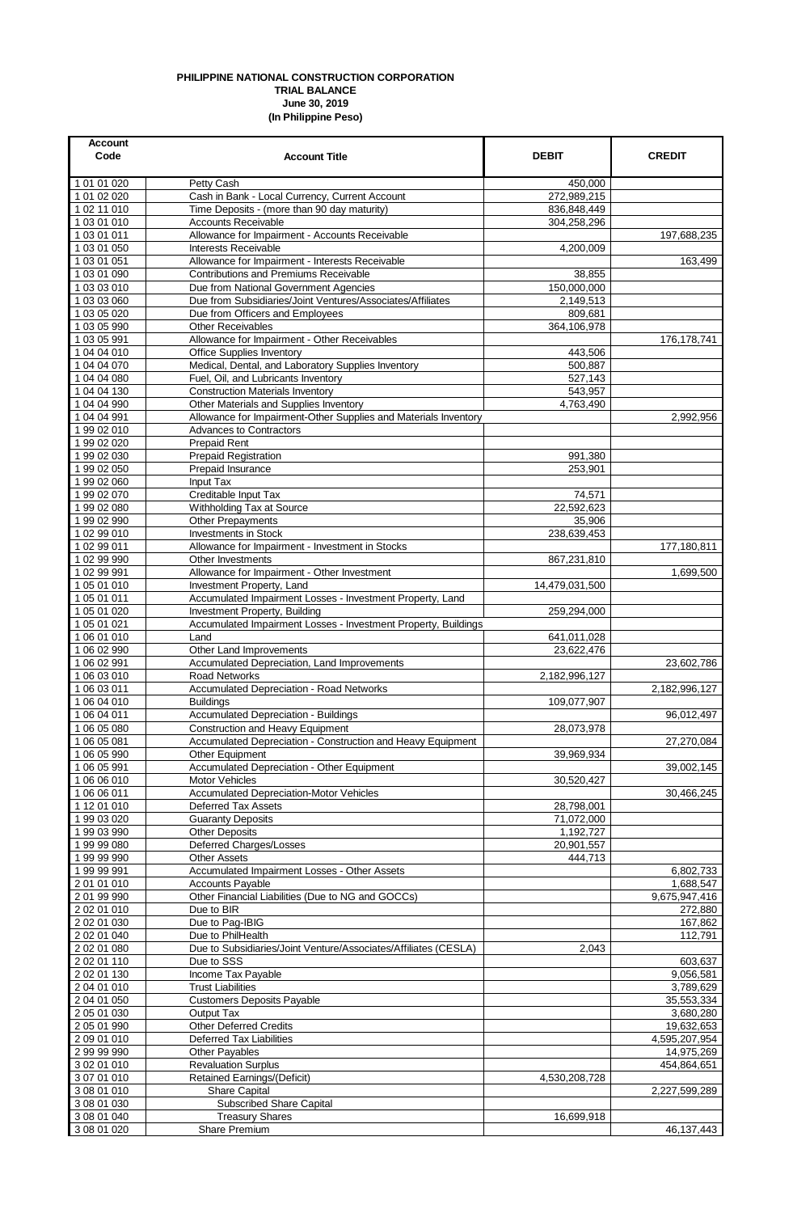**PHILIPPINE NATIONAL CONSTRUCTION CORPORATION**
**TRIAL BALANCE**
**June 30, 2019**
**(In Philippine Peso)**

| Account Code | Account Title | DEBIT | CREDIT |
|---|---|---|---|
| 1 01 01 020 | Petty Cash | 450,000 | |
| 1 01 02 020 | Cash in Bank - Local Currency, Current Account | 272,989,215 | |
| 1 02 11 010 | Time Deposits - (more than 90 day maturity) | 836,848,449 | |
| 1 03 01 010 | Accounts Receivable | 304,258,296 | |
| 1 03 01 011 | Allowance for Impairment - Accounts Receivable | | 197,688,235 |
| 1 03 01 050 | Interests Receivable | 4,200,009 | |
| 1 03 01 051 | Allowance for Impairment - Interests Receivable | | 163,499 |
| 1 03 01 090 | Contributions and Premiums Receivable | 38,855 | |
| 1 03 03 010 | Due from National Government Agencies | 150,000,000 | |
| 1 03 03 060 | Due from Subsidiaries/Joint Ventures/Associates/Affiliates | 2,149,513 | |
| 1 03 05 020 | Due from Officers and Employees | 809,681 | |
| 1 03 05 990 | Other Receivables | 364,106,978 | |
| 1 03 05 991 | Allowance for Impairment - Other Receivables | | 176,178,741 |
| 1 04 04 010 | Office Supplies Inventory | 443,506 | |
| 1 04 04 070 | Medical, Dental, and Laboratory Supplies Inventory | 500,887 | |
| 1 04 04 080 | Fuel, Oil, and Lubricants Inventory | 527,143 | |
| 1 04 04 130 | Construction Materials Inventory | 543,957 | |
| 1 04 04 990 | Other Materials and Supplies Inventory | 4,763,490 | |
| 1 04 04 991 | Allowance for Impairment-Other Supplies and Materials Inventory | | 2,992,956 |
| 1 99 02 010 | Advances to Contractors | | |
| 1 99 02 020 | Prepaid Rent | | |
| 1 99 02 030 | Prepaid Registration | 991,380 | |
| 1 99 02 050 | Prepaid Insurance | 253,901 | |
| 1 99 02 060 | Input Tax | | |
| 1 99 02 070 | Creditable Input Tax | 74,571 | |
| 1 99 02 080 | Withholding Tax at Source | 22,592,623 | |
| 1 99 02 990 | Other Prepayments | 35,906 | |
| 1 02 99 010 | Investments in Stock | 238,639,453 | |
| 1 02 99 011 | Allowance for Impairment - Investment in Stocks | | 177,180,811 |
| 1 02 99 990 | Other Investments | 867,231,810 | |
| 1 02 99 991 | Allowance for Impairment - Other Investment | | 1,699,500 |
| 1 05 01 010 | Investment Property, Land | 14,479,031,500 | |
| 1 05 01 011 | Accumulated Impairment Losses - Investment Property, Land | | |
| 1 05 01 020 | Investment Property, Building | 259,294,000 | |
| 1 05 01 021 | Accumulated Impairment Losses - Investment Property, Buildings | | |
| 1 06 01 010 | Land | 641,011,028 | |
| 1 06 02 990 | Other Land Improvements | 23,622,476 | |
| 1 06 02 991 | Accumulated Depreciation, Land Improvements | | 23,602,786 |
| 1 06 03 010 | Road Networks | 2,182,996,127 | |
| 1 06 03 011 | Accumulated Depreciation - Road Networks | | 2,182,996,127 |
| 1 06 04 010 | Buildings | 109,077,907 | |
| 1 06 04 011 | Accumulated Depreciation - Buildings | | 96,012,497 |
| 1 06 05 080 | Construction and Heavy Equipment | 28,073,978 | |
| 1 06 05 081 | Accumulated Depreciation - Construction and Heavy Equipment | | 27,270,084 |
| 1 06 05 990 | Other Equipment | 39,969,934 | |
| 1 06 05 991 | Accumulated Depreciation - Other Equipment | | 39,002,145 |
| 1 06 06 010 | Motor Vehicles | 30,520,427 | |
| 1 06 06 011 | Accumulated Depreciation-Motor Vehicles | | 30,466,245 |
| 1 12 01 010 | Deferred Tax Assets | 28,798,001 | |
| 1 99 03 020 | Guaranty Deposits | 71,072,000 | |
| 1 99 03 990 | Other Deposits | 1,192,727 | |
| 1 99 99 080 | Deferred Charges/Losses | 20,901,557 | |
| 1 99 99 990 | Other Assets | 444,713 | |
| 1 99 99 991 | Accumulated Impairment Losses - Other Assets | | 6,802,733 |
| 2 01 01 010 | Accounts Payable | | 1,688,547 |
| 2 01 99 990 | Other Financial Liabilities (Due to NG and GOCCs) | | 9,675,947,416 |
| 2 02 01 010 | Due to BIR | | 272,880 |
| 2 02 01 030 | Due to Pag-IBIG | | 167,862 |
| 2 02 01 040 | Due to PhilHealth | | 112,791 |
| 2 02 01 080 | Due to Subsidiaries/Joint Venture/Associates/Affiliates (CESLA) | 2,043 | |
| 2 02 01 110 | Due to SSS | | 603,637 |
| 2 02 01 130 | Income Tax Payable | | 9,056,581 |
| 2 04 01 010 | Trust Liabilities | | 3,789,629 |
| 2 04 01 050 | Customers Deposits Payable | | 35,553,334 |
| 2 05 01 030 | Output Tax | | 3,680,280 |
| 2 05 01 990 | Other Deferred Credits | | 19,632,653 |
| 2 09 01 010 | Deferred Tax Liabilities | | 4,595,207,954 |
| 2 99 99 990 | Other Payables | | 14,975,269 |
| 3 02 01 010 | Revaluation Surplus | | 454,864,651 |
| 3 07 01 010 | Retained Earnings/(Deficit) | 4,530,208,728 | |
| 3 08 01 010 | Share Capital | | 2,227,599,289 |
| 3 08 01 030 | Subscribed Share Capital | | |
| 3 08 01 040 | Treasury Shares | 16,699,918 | |
| 3 08 01 020 | Share Premium | | 46,137,443 |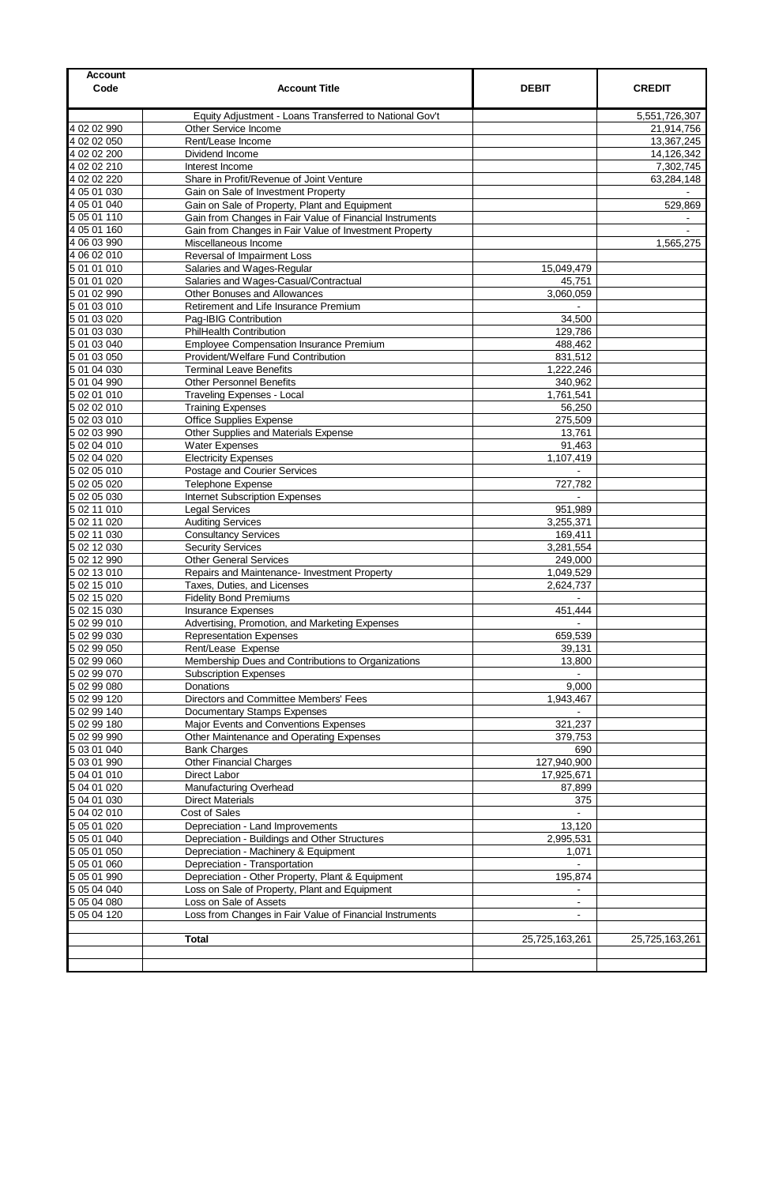| Account Code | Account Title | DEBIT | CREDIT |
|---|---|---|---|
| | Equity Adjustment - Loans Transferred to National Gov't | | 5,551,726,307 |
| 4 02 02 990 | Other Service Income | | 21,914,756 |
| 4 02 02 050 | Rent/Lease Income | | 13,367,245 |
| 4 02 02 200 | Dividend Income | | 14,126,342 |
| 4 02 02 210 | Interest Income | | 7,302,745 |
| 4 02 02 220 | Share in Profit/Revenue of Joint Venture | | 63,284,148 |
| 4 05 01 030 | Gain on Sale of Investment Property | | - |
| 4 05 01 040 | Gain on Sale of Property, Plant and Equipment | | 529,869 |
| 5 05 01 110 | Gain from Changes in Fair Value of Financial Instruments | | - |
| 4 05 01 160 | Gain from Changes in Fair Value of Investment Property | | - |
| 4 06 03 990 | Miscellaneous Income | | 1,565,275 |
| 4 06 02 010 | Reversal of Impairment Loss | | |
| 5 01 01 010 | Salaries and Wages-Regular | 15,049,479 | |
| 5 01 01 020 | Salaries and Wages-Casual/Contractual | 45,751 | |
| 5 01 02 990 | Other Bonuses and Allowances | 3,060,059 | |
| 5 01 03 010 | Retirement and Life Insurance Premium | - | |
| 5 01 03 020 | Pag-IBIG Contribution | 34,500 | |
| 5 01 03 030 | PhilHealth Contribution | 129,786 | |
| 5 01 03 040 | Employee Compensation Insurance Premium | 488,462 | |
| 5 01 03 050 | Provident/Welfare Fund Contribution | 831,512 | |
| 5 01 04 030 | Terminal Leave Benefits | 1,222,246 | |
| 5 01 04 990 | Other Personnel Benefits | 340,962 | |
| 5 02 01 010 | Traveling Expenses - Local | 1,761,541 | |
| 5 02 02 010 | Training Expenses | 56,250 | |
| 5 02 03 010 | Office Supplies Expense | 275,509 | |
| 5 02 03 990 | Other Supplies and Materials Expense | 13,761 | |
| 5 02 04 010 | Water Expenses | 91,463 | |
| 5 02 04 020 | Electricity Expenses | 1,107,419 | |
| 5 02 05 010 | Postage and Courier Services | - | |
| 5 02 05 020 | Telephone Expense | 727,782 | |
| 5 02 05 030 | Internet Subscription Expenses | - | |
| 5 02 11 010 | Legal Services | 951,989 | |
| 5 02 11 020 | Auditing Services | 3,255,371 | |
| 5 02 11 030 | Consultancy Services | 169,411 | |
| 5 02 12 030 | Security Services | 3,281,554 | |
| 5 02 12 990 | Other General Services | 249,000 | |
| 5 02 13 010 | Repairs and Maintenance- Investment Property | 1,049,529 | |
| 5 02 15 010 | Taxes, Duties, and Licenses | 2,624,737 | |
| 5 02 15 020 | Fidelity Bond Premiums | - | |
| 5 02 15 030 | Insurance Expenses | 451,444 | |
| 5 02 99 010 | Advertising, Promotion, and Marketing Expenses | - | |
| 5 02 99 030 | Representation Expenses | 659,539 | |
| 5 02 99 050 | Rent/Lease Expense | 39,131 | |
| 5 02 99 060 | Membership Dues and Contributions to Organizations | 13,800 | |
| 5 02 99 070 | Subscription Expenses | - | |
| 5 02 99 080 | Donations | 9,000 | |
| 5 02 99 120 | Directors and Committee Members' Fees | 1,943,467 | |
| 5 02 99 140 | Documentary Stamps Expenses | - | |
| 5 02 99 180 | Major Events and Conventions Expenses | 321,237 | |
| 5 02 99 990 | Other Maintenance and Operating Expenses | 379,753 | |
| 5 03 01 040 | Bank Charges | 690 | |
| 5 03 01 990 | Other Financial Charges | 127,940,900 | |
| 5 04 01 010 | Direct Labor | 17,925,671 | |
| 5 04 01 020 | Manufacturing Overhead | 87,899 | |
| 5 04 01 030 | Direct Materials | 375 | |
| 5 04 02 010 | Cost of Sales | - | |
| 5 05 01 020 | Depreciation - Land Improvements | 13,120 | |
| 5 05 01 040 | Depreciation - Buildings and Other Structures | 2,995,531 | |
| 5 05 01 050 | Depreciation - Machinery & Equipment | 1,071 | |
| 5 05 01 060 | Depreciation - Transportation | - | |
| 5 05 01 990 | Depreciation - Other Property, Plant & Equipment | 195,874 | |
| 5 05 04 040 | Loss on Sale of Property, Plant and Equipment | - | |
| 5 05 04 080 | Loss on Sale of Assets | - | |
| 5 05 04 120 | Loss from Changes in Fair Value of Financial Instruments | - | |
| | | | |
| | **Total** | 25,725,163,261 | 25,725,163,261 |